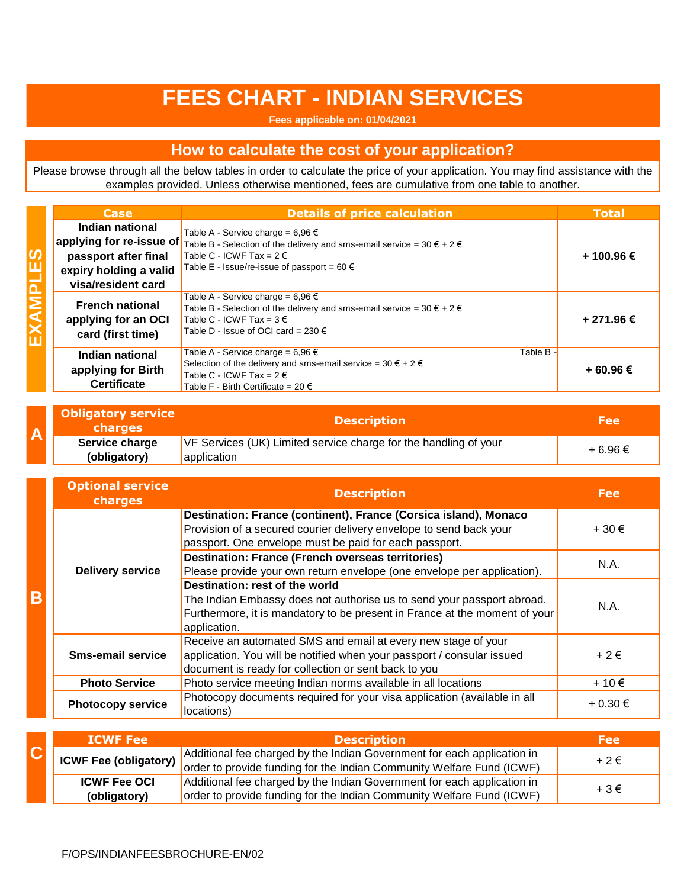# FEES CHART - INDIAN SERVICES

**Fees applicable on: 01/04/2021**

## How to calculate the cost of your application?

Please browse through all the below tables in order to calculate the price of your application. You may find assistance with the examples provided. Unless otherwise mentioned, fees are cumulative from one table to another.

### EXAMPLES

| Case | Details of price calculation | Total |
|---|---|---|
| **Indian national applying for re-issue of passport after final expiry holding a valid visa/resident card** | Table A - Service charge = 6,96 €<br>Table B - Selection of the delivery and sms-email service = 30 € + 2 €<br>Table C - ICWF Tax = 2 €<br>Table E - Issue/re-issue of passport = 60 € | **+ 100.96 €** |
| **French national applying for an OCI card (first time)** | Table A - Service charge = 6,96 €<br>Table B - Selection of the delivery and sms-email service = 30 € + 2 €<br>Table C - ICWF Tax = 3 €<br>Table D - Issue of OCI card = 230 € | **+ 271.96 €** |
| **Indian national applying for Birth Certificate** | Table A - Service charge = 6,96 € Table B - Selection of the delivery and sms-email service = 30 € + 2 €<br>Table C - ICWF Tax = 2 €<br>Table F - Birth Certificate = 20 € | **+ 60.96 €** |

### A

| Obligatory service charges | Description | Fee |
|---|---|---|
| **Service charge (obligatory)** | VF Services (UK) Limited service charge for the handling of your application | + 6.96 € |

### B

| Optional service charges | Description | Fee |
|---|---|---|
| **Delivery service** | **Destination: France (continent), France (Corsica island), Monaco**<br>Provision of a secured courier delivery envelope to send back your passport. One envelope must be paid for each passport. | + 30 € |
| | **Destination: France (French overseas territories)**<br>Please provide your own return envelope (one envelope per application). | N.A. |
| | **Destination: rest of the world**<br>The Indian Embassy does not authorise us to send your passport abroad. Furthermore, it is mandatory to be present in France at the moment of your application. | N.A. |
| **Sms-email service** | Receive an automated SMS and email at every new stage of your application. You will be notified when your passport / consular issued document is ready for collection or sent back to you | + 2 € |
| **Photo Service** | Photo service meeting Indian norms available in all locations | + 10 € |
| **Photocopy service** | Photocopy documents required for your visa application (available in all locations) | + 0.30 € |

### C

| ICWF Fee | Description | Fee |
|---|---|---|
| **ICWF Fee (obligatory)** | Additional fee charged by the Indian Government for each application in order to provide funding for the Indian Community Welfare Fund (ICWF) | + 2 € |
| **ICWF Fee OCI (obligatory)** | Additional fee charged by the Indian Government for each application in order to provide funding for the Indian Community Welfare Fund (ICWF) | + 3 € |

F/OPS/INDIANFEESBROCHURE-EN/02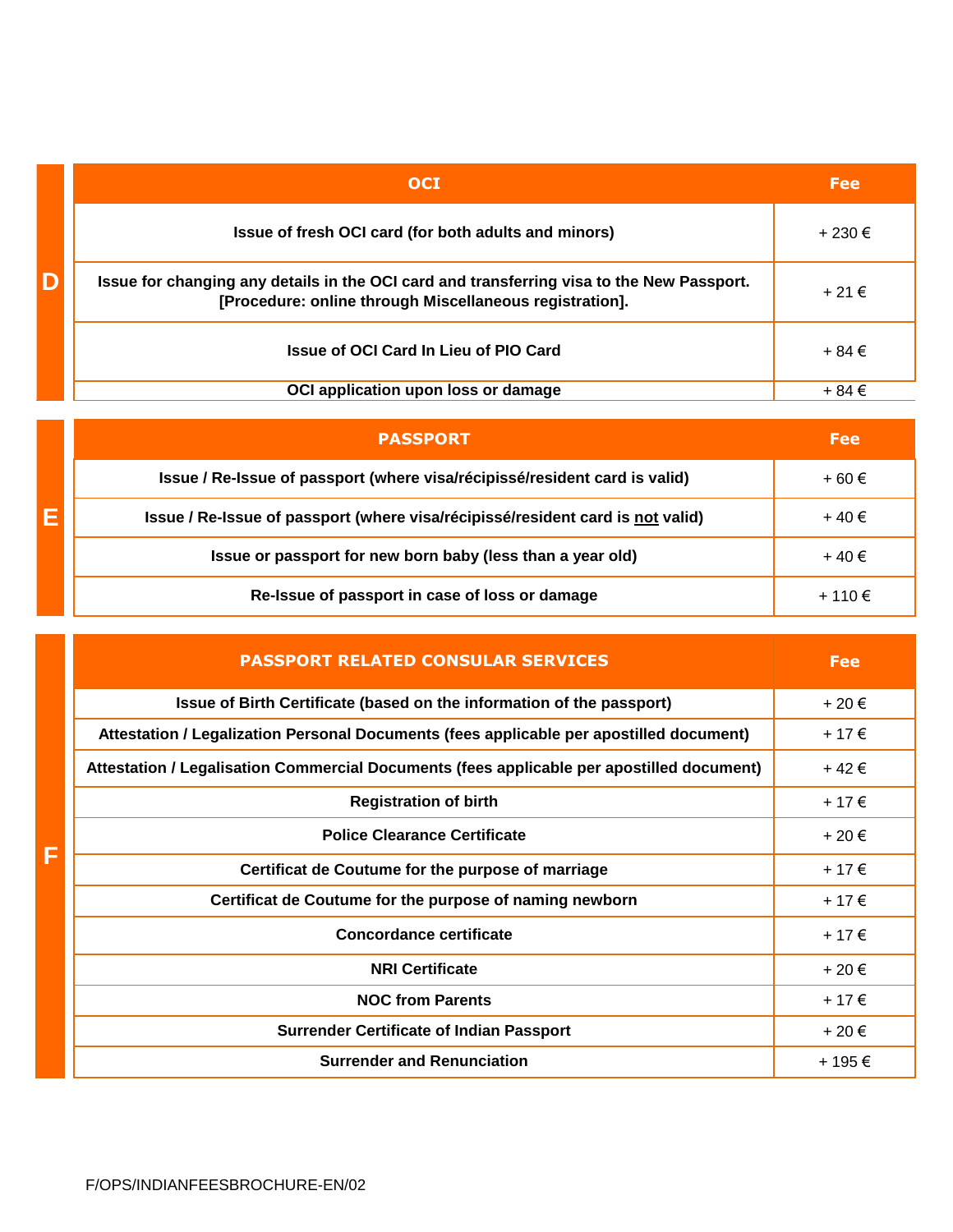| D | OCI | Fee |
|---|---|---|
| | Issue of fresh OCI card (for both adults and minors) | + 230 € |
| | Issue for changing any details in the OCI card and transferring visa to the New Passport. [Procedure: online through Miscellaneous registration]. | + 21 € |
| | Issue of OCI Card In Lieu of PIO Card | + 84 € |
| | OCI application upon loss or damage | + 84 € |

| E | PASSPORT | Fee |
|---|---|---|
| | Issue / Re-Issue of passport (where visa/récipissé/resident card is valid) | + 60 € |
| | Issue / Re-Issue of passport (where visa/récipissé/resident card is <u>not</u> valid) | + 40 € |
| | Issue or passport for new born baby (less than a year old) | + 40 € |
| | Re-Issue of passport in case of loss or damage | + 110 € |

| F | PASSPORT RELATED CONSULAR SERVICES | Fee |
|---|---|---|
| | Issue of Birth Certificate (based on the information of the passport) | + 20 € |
| | Attestation / Legalization Personal Documents (fees applicable per apostilled document) | + 17 € |
| | Attestation / Legalisation Commercial Documents (fees applicable per apostilled document) | + 42 € |
| | Registration of birth | + 17 € |
| | Police Clearance Certificate | + 20 € |
| | Certificat de Coutume for the purpose of marriage | + 17 € |
| | Certificat de Coutume for the purpose of naming newborn | + 17 € |
| | Concordance certificate | + 17 € |
| | NRI Certificate | + 20 € |
| | NOC from Parents | + 17 € |
| | Surrender Certificate of Indian Passport | + 20 € |
| | Surrender and Renunciation | + 195 € |

F/OPS/INDIANFEESBROCHURE-EN/02